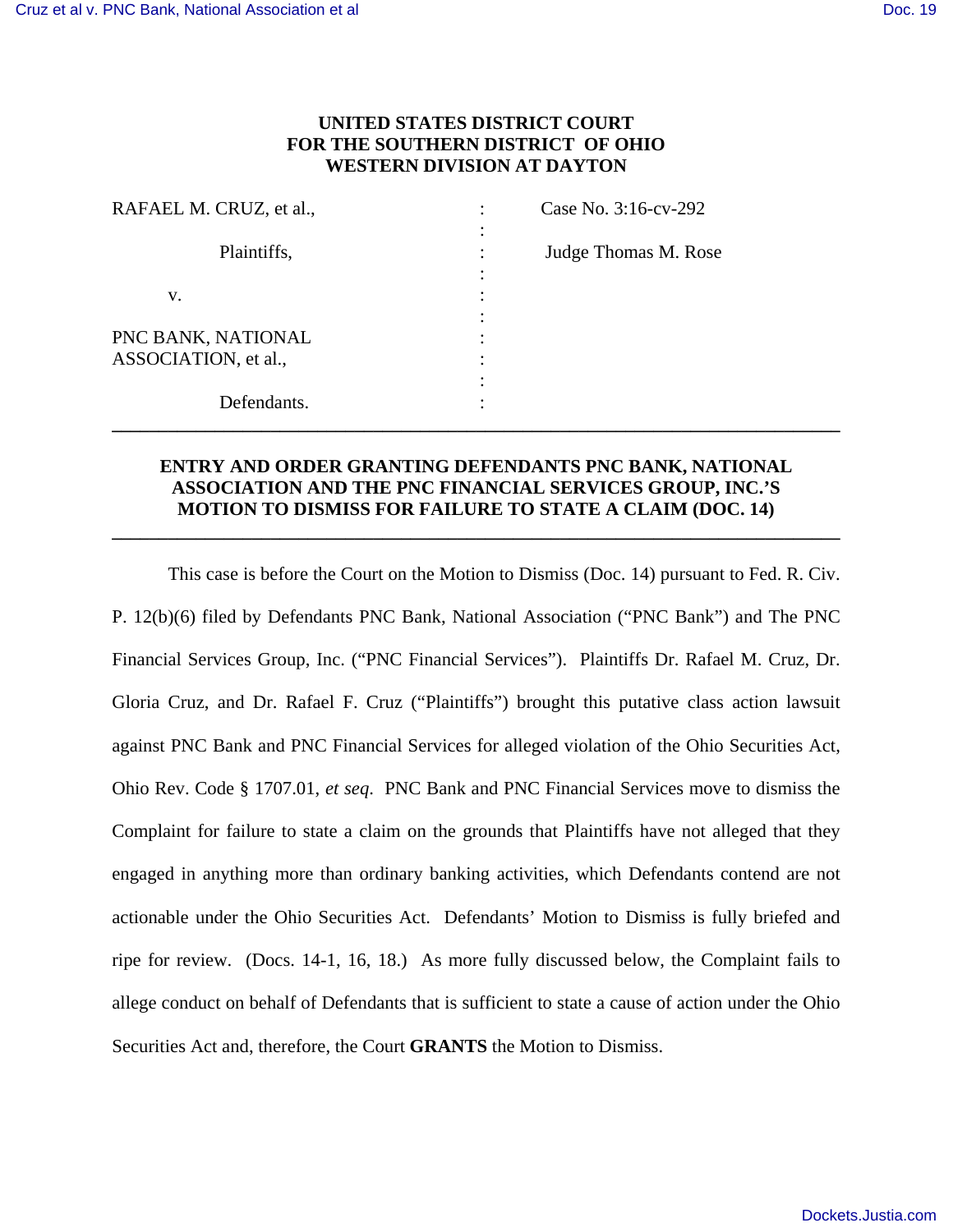**UNITED STATES DISTRICT COURT**
**FOR THE SOUTHERN DISTRICT OF OHIO**
**WESTERN DIVISION AT DAYTON**

| | | |
|---|---|---|
| RAFAEL M. CRUZ, et al., | : | Case No. 3:16-cv-292 |
| | : | |
| Plaintiffs, | : | Judge Thomas M. Rose |
| | : | |
| v. | : | |
| | : | |
| PNC BANK, NATIONAL ASSOCIATION, et al., | : | |
| | : | |
| Defendants. | : | |

---

**ENTRY AND ORDER GRANTING DEFENDANTS PNC BANK, NATIONAL ASSOCIATION AND THE PNC FINANCIAL SERVICES GROUP, INC.'S MOTION TO DISMISS FOR FAILURE TO STATE A CLAIM (DOC. 14)**

---

This case is before the Court on the Motion to Dismiss (Doc. 14) pursuant to Fed. R. Civ. P. 12(b)(6) filed by Defendants PNC Bank, National Association ("PNC Bank") and The PNC Financial Services Group, Inc. ("PNC Financial Services"). Plaintiffs Dr. Rafael M. Cruz, Dr. Gloria Cruz, and Dr. Rafael F. Cruz ("Plaintiffs") brought this putative class action lawsuit against PNC Bank and PNC Financial Services for alleged violation of the Ohio Securities Act, Ohio Rev. Code § 1707.01, *et seq.* PNC Bank and PNC Financial Services move to dismiss the Complaint for failure to state a claim on the grounds that Plaintiffs have not alleged that they engaged in anything more than ordinary banking activities, which Defendants contend are not actionable under the Ohio Securities Act. Defendants' Motion to Dismiss is fully briefed and ripe for review. (Docs. 14-1, 16, 18.) As more fully discussed below, the Complaint fails to allege conduct on behalf of Defendants that is sufficient to state a cause of action under the Ohio Securities Act and, therefore, the Court **GRANTS** the Motion to Dismiss.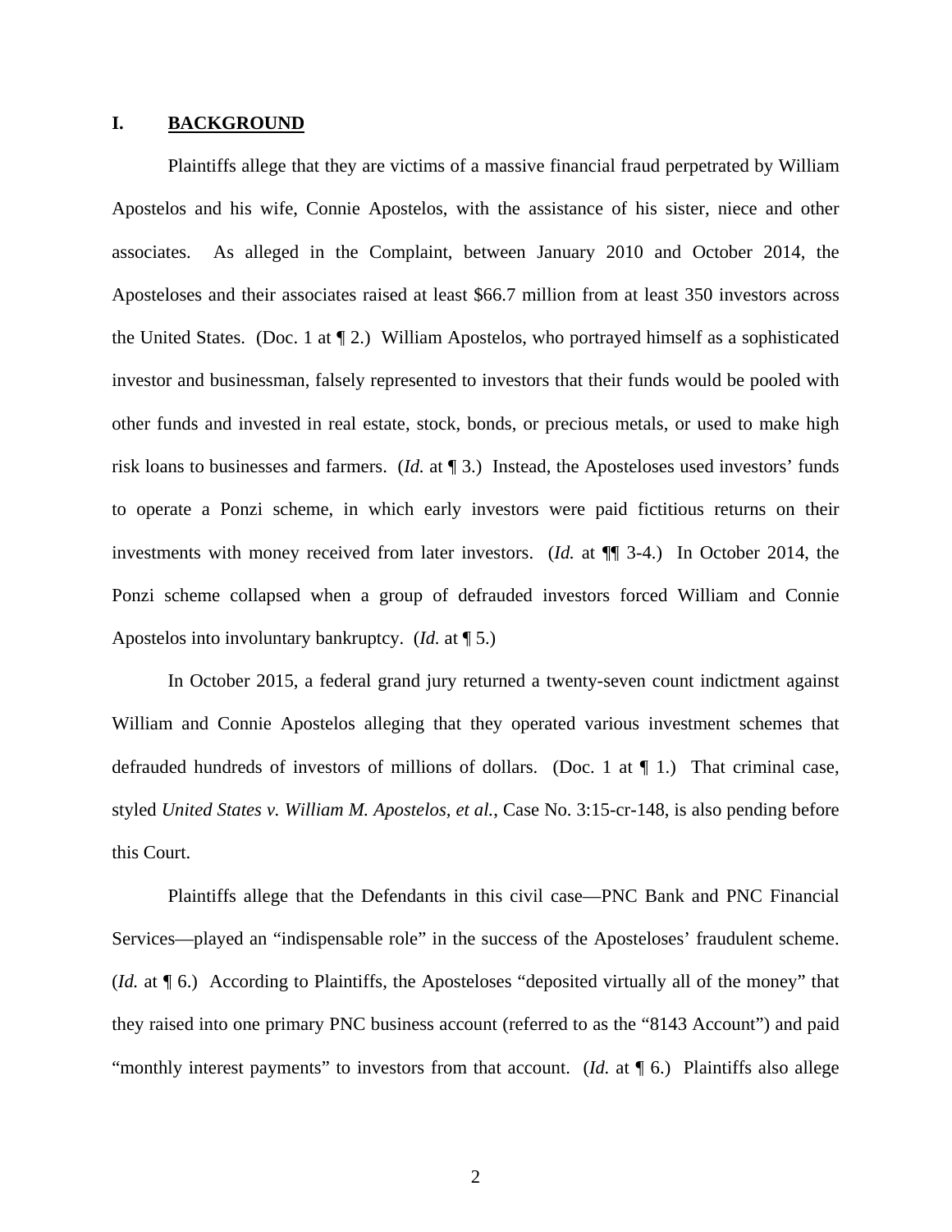## I. BACKGROUND

Plaintiffs allege that they are victims of a massive financial fraud perpetrated by William Apostelos and his wife, Connie Apostelos, with the assistance of his sister, niece and other associates. As alleged in the Complaint, between January 2010 and October 2014, the Aposteloses and their associates raised at least $66.7 million from at least 350 investors across the United States. (Doc. 1 at ¶ 2.) William Apostelos, who portrayed himself as a sophisticated investor and businessman, falsely represented to investors that their funds would be pooled with other funds and invested in real estate, stock, bonds, or precious metals, or used to make high risk loans to businesses and farmers. (*Id.* at ¶ 3.) Instead, the Aposteloses used investors' funds to operate a Ponzi scheme, in which early investors were paid fictitious returns on their investments with money received from later investors. (*Id.* at ¶¶ 3-4.) In October 2014, the Ponzi scheme collapsed when a group of defrauded investors forced William and Connie Apostelos into involuntary bankruptcy. (*Id.* at ¶ 5.)

In October 2015, a federal grand jury returned a twenty-seven count indictment against William and Connie Apostelos alleging that they operated various investment schemes that defrauded hundreds of investors of millions of dollars. (Doc. 1 at ¶ 1.) That criminal case, styled *United States v. William M. Apostelos, et al.*, Case No. 3:15-cr-148, is also pending before this Court.

Plaintiffs allege that the Defendants in this civil case—PNC Bank and PNC Financial Services—played an "indispensable role" in the success of the Aposteloses' fraudulent scheme. (*Id.* at ¶ 6.) According to Plaintiffs, the Aposteloses "deposited virtually all of the money" that they raised into one primary PNC business account (referred to as the "8143 Account") and paid "monthly interest payments" to investors from that account. (*Id.* at ¶ 6.) Plaintiffs also allege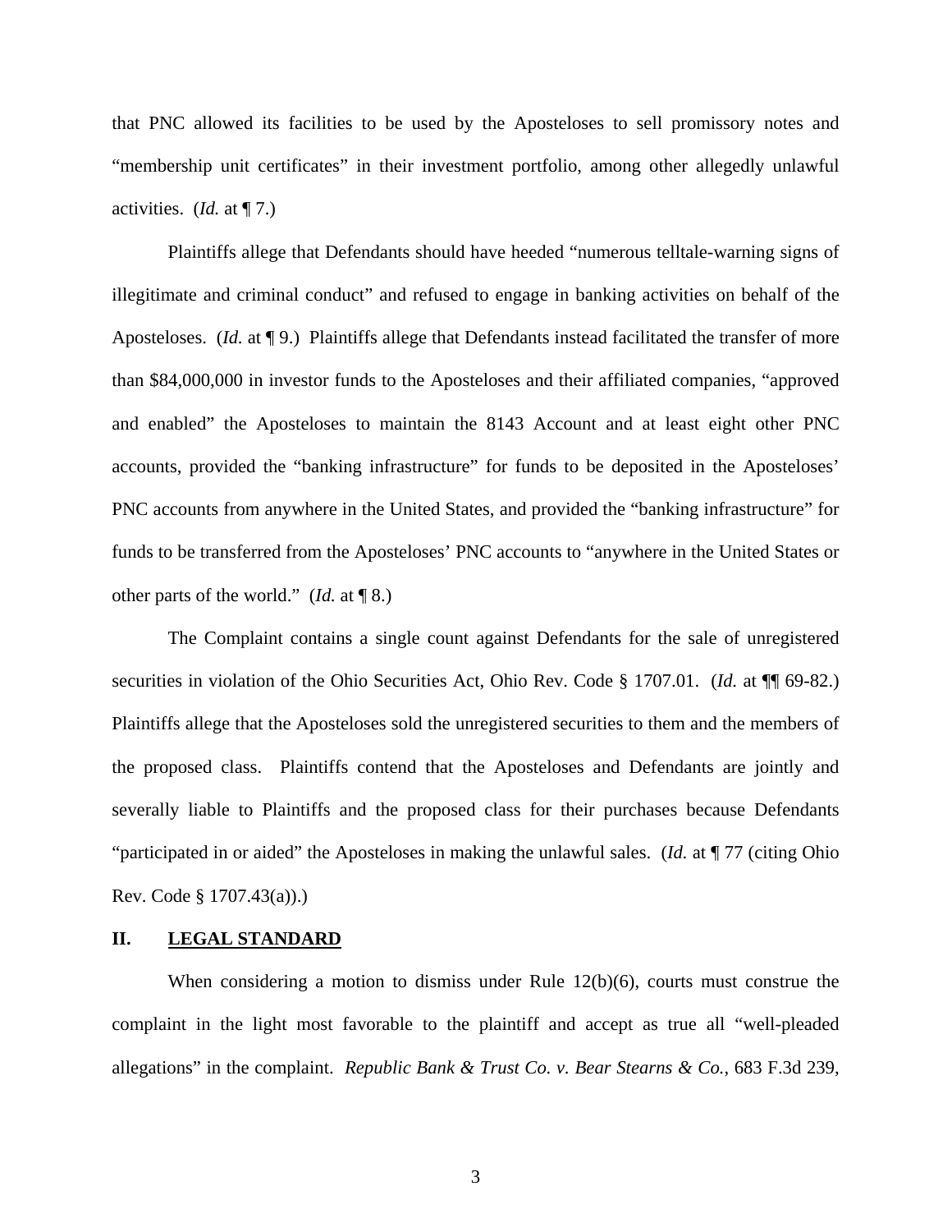that PNC allowed its facilities to be used by the Aposteloses to sell promissory notes and "membership unit certificates" in their investment portfolio, among other allegedly unlawful activities. (*Id.* at ¶ 7.)

Plaintiffs allege that Defendants should have heeded "numerous telltale-warning signs of illegitimate and criminal conduct" and refused to engage in banking activities on behalf of the Aposteloses. (*Id.* at ¶ 9.) Plaintiffs allege that Defendants instead facilitated the transfer of more than $84,000,000 in investor funds to the Aposteloses and their affiliated companies, "approved and enabled" the Aposteloses to maintain the 8143 Account and at least eight other PNC accounts, provided the "banking infrastructure" for funds to be deposited in the Aposteloses' PNC accounts from anywhere in the United States, and provided the "banking infrastructure" for funds to be transferred from the Aposteloses' PNC accounts to "anywhere in the United States or other parts of the world." (*Id.* at ¶ 8.)

The Complaint contains a single count against Defendants for the sale of unregistered securities in violation of the Ohio Securities Act, Ohio Rev. Code § 1707.01. (*Id.* at ¶¶ 69-82.) Plaintiffs allege that the Aposteloses sold the unregistered securities to them and the members of the proposed class. Plaintiffs contend that the Aposteloses and Defendants are jointly and severally liable to Plaintiffs and the proposed class for their purchases because Defendants "participated in or aided" the Aposteloses in making the unlawful sales. (*Id.* at ¶ 77 (citing Ohio Rev. Code § 1707.43(a)).)

## II. LEGAL STANDARD

When considering a motion to dismiss under Rule 12(b)(6), courts must construe the complaint in the light most favorable to the plaintiff and accept as true all "well-pleaded allegations" in the complaint. *Republic Bank & Trust Co. v. Bear Stearns & Co.*, 683 F.3d 239,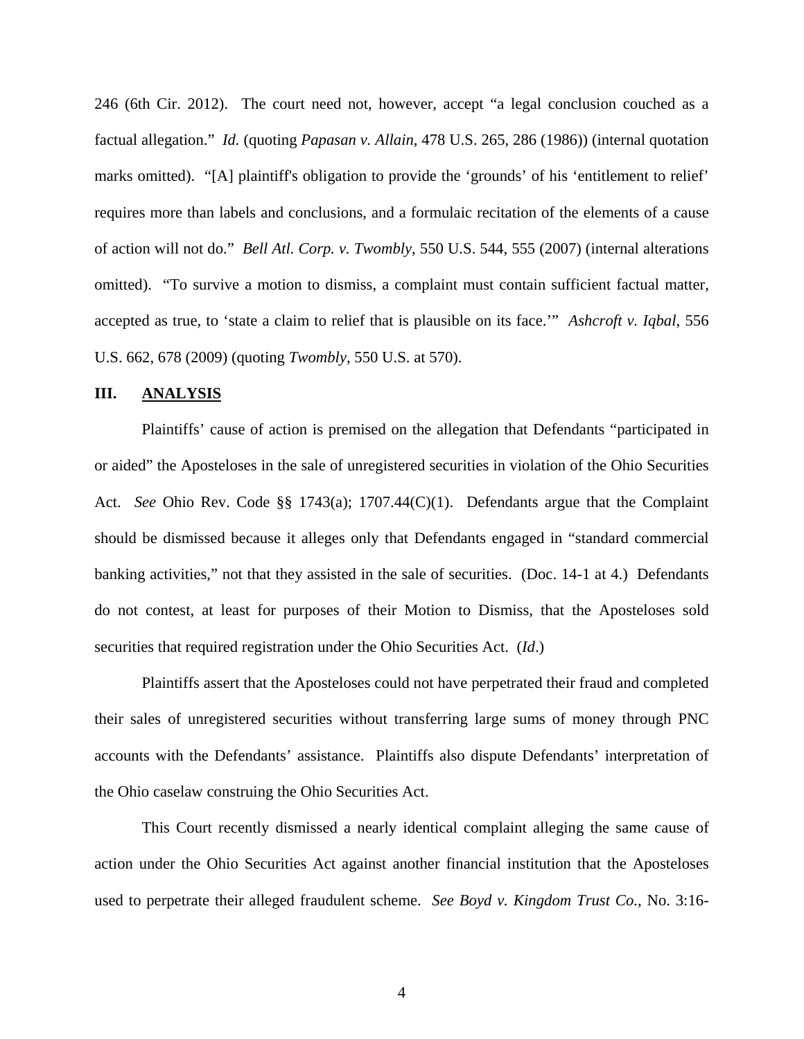246 (6th Cir. 2012). The court need not, however, accept "a legal conclusion couched as a factual allegation." *Id.* (quoting *Papasan v. Allain*, 478 U.S. 265, 286 (1986)) (internal quotation marks omitted). "[A] plaintiff's obligation to provide the 'grounds' of his 'entitlement to relief' requires more than labels and conclusions, and a formulaic recitation of the elements of a cause of action will not do." *Bell Atl. Corp. v. Twombly*, 550 U.S. 544, 555 (2007) (internal alterations omitted). "To survive a motion to dismiss, a complaint must contain sufficient factual matter, accepted as true, to 'state a claim to relief that is plausible on its face.'" *Ashcroft v. Iqbal*, 556 U.S. 662, 678 (2009) (quoting *Twombly*, 550 U.S. at 570).

## III. ANALYSIS

Plaintiffs' cause of action is premised on the allegation that Defendants "participated in or aided" the Aposteloses in the sale of unregistered securities in violation of the Ohio Securities Act. *See* Ohio Rev. Code §§ 1743(a); 1707.44(C)(1). Defendants argue that the Complaint should be dismissed because it alleges only that Defendants engaged in "standard commercial banking activities," not that they assisted in the sale of securities. (Doc. 14-1 at 4.) Defendants do not contest, at least for purposes of their Motion to Dismiss, that the Aposteloses sold securities that required registration under the Ohio Securities Act. (*Id.*)

Plaintiffs assert that the Aposteloses could not have perpetrated their fraud and completed their sales of unregistered securities without transferring large sums of money through PNC accounts with the Defendants' assistance. Plaintiffs also dispute Defendants' interpretation of the Ohio caselaw construing the Ohio Securities Act.

This Court recently dismissed a nearly identical complaint alleging the same cause of action under the Ohio Securities Act against another financial institution that the Aposteloses used to perpetrate their alleged fraudulent scheme. *See Boyd v. Kingdom Trust Co.*, No. 3:16-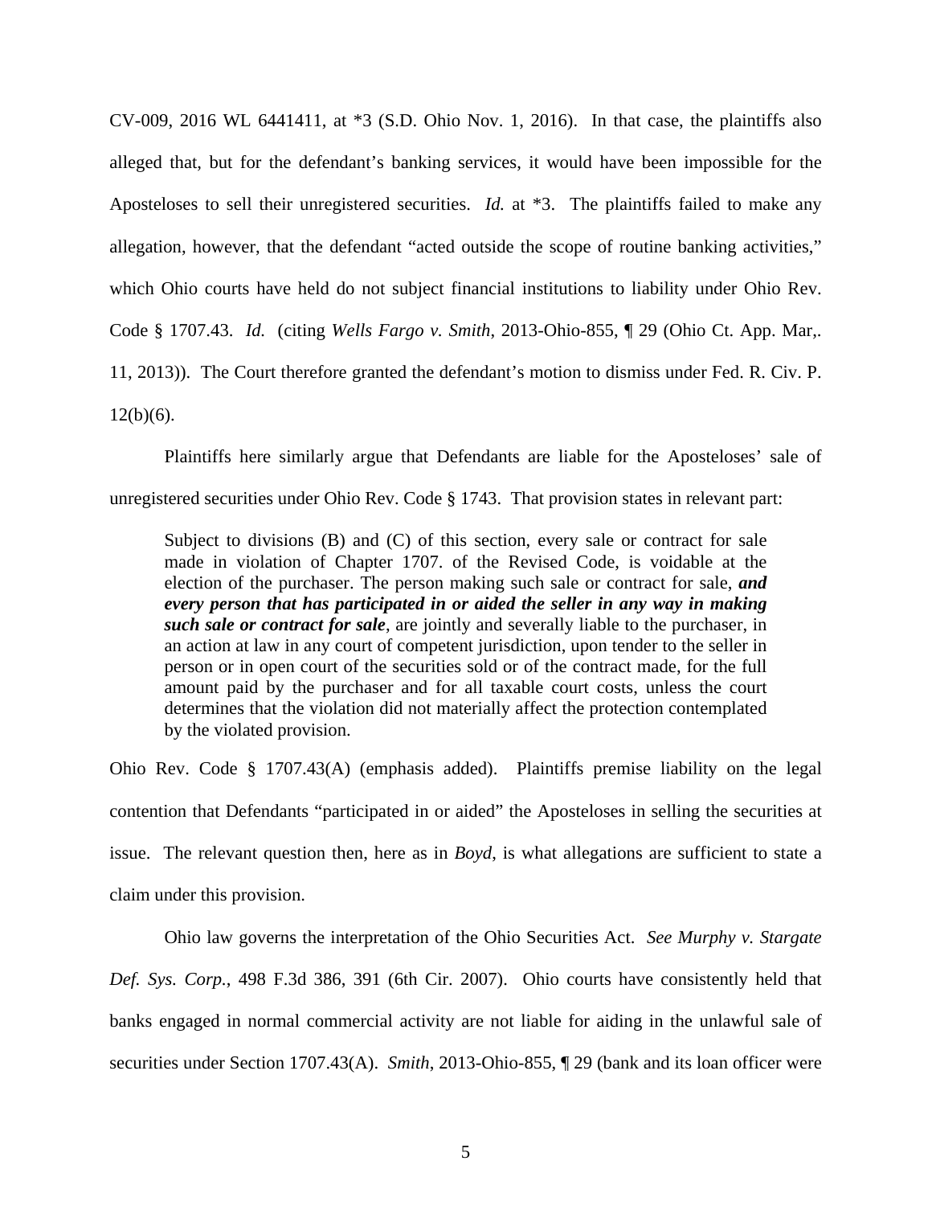CV-009, 2016 WL 6441411, at *3 (S.D. Ohio Nov. 1, 2016). In that case, the plaintiffs also alleged that, but for the defendant's banking services, it would have been impossible for the Aposteloses to sell their unregistered securities. *Id.* at *3. The plaintiffs failed to make any allegation, however, that the defendant "acted outside the scope of routine banking activities," which Ohio courts have held do not subject financial institutions to liability under Ohio Rev. Code § 1707.43. *Id.* (citing *Wells Fargo v. Smith*, 2013-Ohio-855, ¶ 29 (Ohio Ct. App. Mar,. 11, 2013)). The Court therefore granted the defendant's motion to dismiss under Fed. R. Civ. P. 12(b)(6).

Plaintiffs here similarly argue that Defendants are liable for the Aposteloses' sale of unregistered securities under Ohio Rev. Code § 1743. That provision states in relevant part:

> Subject to divisions (B) and (C) of this section, every sale or contract for sale made in violation of Chapter 1707. of the Revised Code, is voidable at the election of the purchaser. The person making such sale or contract for sale, ***and every person that has participated in or aided the seller in any way in making such sale or contract for sale***, are jointly and severally liable to the purchaser, in an action at law in any court of competent jurisdiction, upon tender to the seller in person or in open court of the securities sold or of the contract made, for the full amount paid by the purchaser and for all taxable court costs, unless the court determines that the violation did not materially affect the protection contemplated by the violated provision.

Ohio Rev. Code § 1707.43(A) (emphasis added). Plaintiffs premise liability on the legal contention that Defendants "participated in or aided" the Aposteloses in selling the securities at issue. The relevant question then, here as in *Boyd*, is what allegations are sufficient to state a claim under this provision.

Ohio law governs the interpretation of the Ohio Securities Act. *See Murphy v. Stargate Def. Sys. Corp.*, 498 F.3d 386, 391 (6th Cir. 2007). Ohio courts have consistently held that banks engaged in normal commercial activity are not liable for aiding in the unlawful sale of securities under Section 1707.43(A). *Smith*, 2013-Ohio-855, ¶ 29 (bank and its loan officer were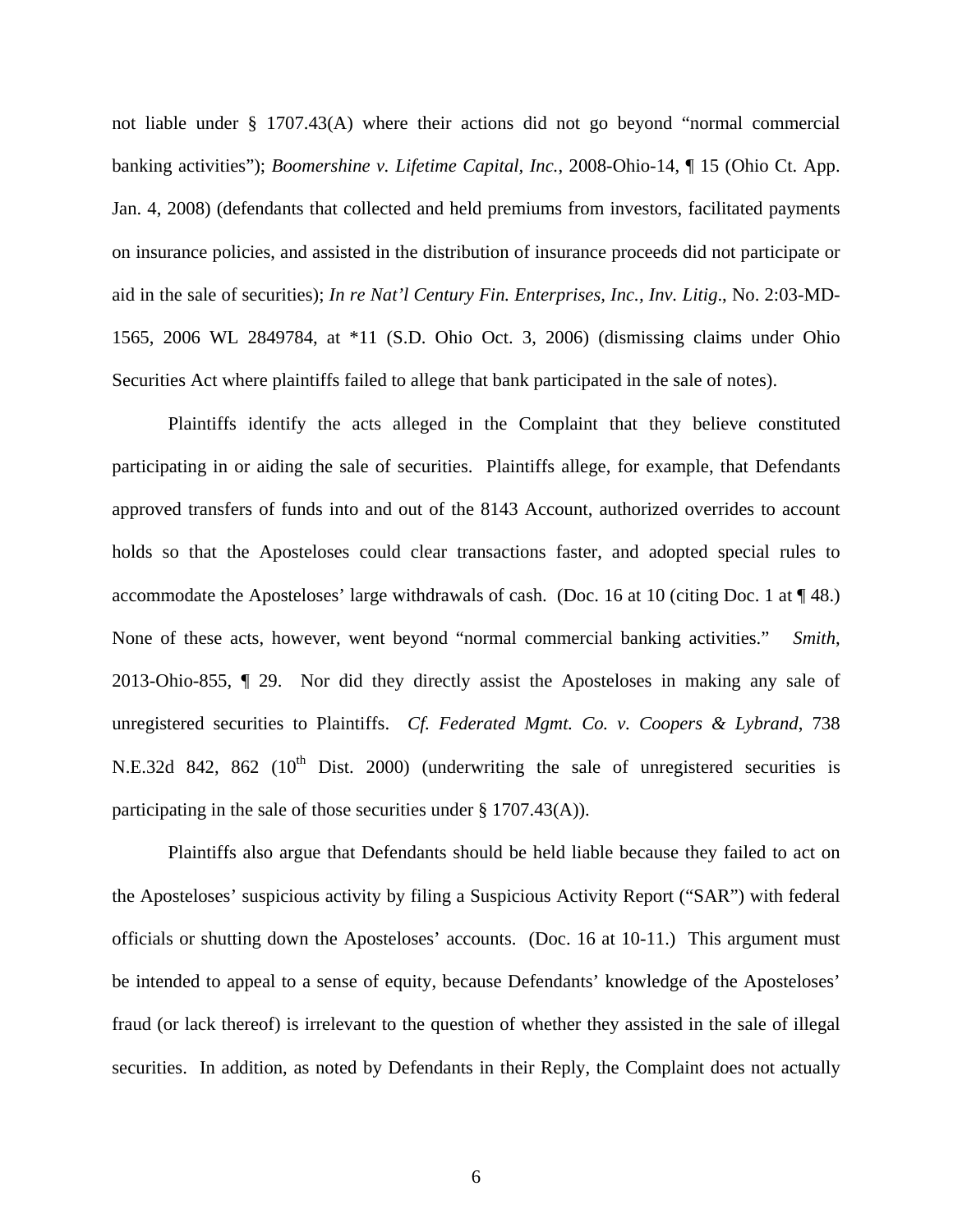not liable under § 1707.43(A) where their actions did not go beyond "normal commercial banking activities"); *Boomershine v. Lifetime Capital, Inc.*, 2008-Ohio-14, ¶ 15 (Ohio Ct. App. Jan. 4, 2008) (defendants that collected and held premiums from investors, facilitated payments on insurance policies, and assisted in the distribution of insurance proceeds did not participate or aid in the sale of securities); *In re Nat'l Century Fin. Enterprises, Inc., Inv. Litig*., No. 2:03-MD-1565, 2006 WL 2849784, at *11 (S.D. Ohio Oct. 3, 2006) (dismissing claims under Ohio Securities Act where plaintiffs failed to allege that bank participated in the sale of notes).

Plaintiffs identify the acts alleged in the Complaint that they believe constituted participating in or aiding the sale of securities. Plaintiffs allege, for example, that Defendants approved transfers of funds into and out of the 8143 Account, authorized overrides to account holds so that the Aposteloses could clear transactions faster, and adopted special rules to accommodate the Aposteloses' large withdrawals of cash. (Doc. 16 at 10 (citing Doc. 1 at ¶ 48.) None of these acts, however, went beyond "normal commercial banking activities." *Smith*, 2013-Ohio-855, ¶ 29. Nor did they directly assist the Aposteloses in making any sale of unregistered securities to Plaintiffs. *Cf. Federated Mgmt. Co. v. Coopers & Lybrand*, 738 N.E.32d 842, 862 (10th Dist. 2000) (underwriting the sale of unregistered securities is participating in the sale of those securities under § 1707.43(A)).

Plaintiffs also argue that Defendants should be held liable because they failed to act on the Aposteloses' suspicious activity by filing a Suspicious Activity Report ("SAR") with federal officials or shutting down the Aposteloses' accounts. (Doc. 16 at 10-11.) This argument must be intended to appeal to a sense of equity, because Defendants' knowledge of the Aposteloses' fraud (or lack thereof) is irrelevant to the question of whether they assisted in the sale of illegal securities. In addition, as noted by Defendants in their Reply, the Complaint does not actually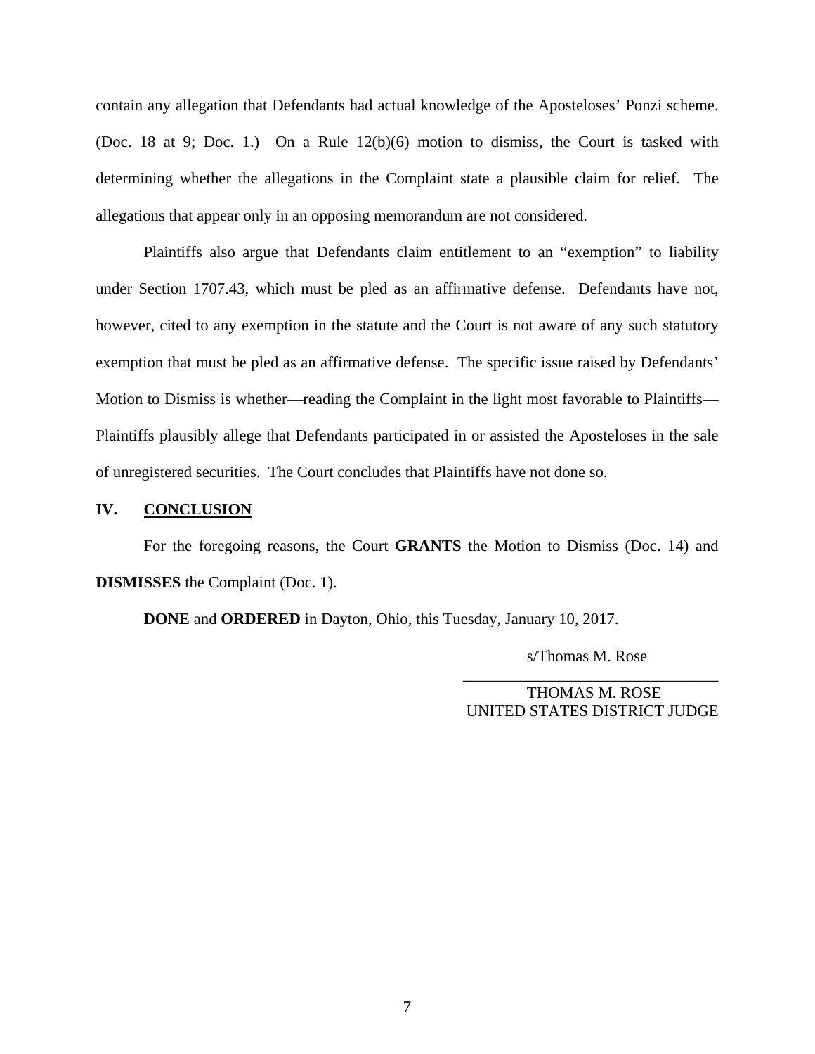contain any allegation that Defendants had actual knowledge of the Aposteloses' Ponzi scheme. (Doc. 18 at 9; Doc. 1.) On a Rule 12(b)(6) motion to dismiss, the Court is tasked with determining whether the allegations in the Complaint state a plausible claim for relief. The allegations that appear only in an opposing memorandum are not considered.

Plaintiffs also argue that Defendants claim entitlement to an "exemption" to liability under Section 1707.43, which must be pled as an affirmative defense. Defendants have not, however, cited to any exemption in the statute and the Court is not aware of any such statutory exemption that must be pled as an affirmative defense. The specific issue raised by Defendants' Motion to Dismiss is whether—reading the Complaint in the light most favorable to Plaintiffs—Plaintiffs plausibly allege that Defendants participated in or assisted the Aposteloses in the sale of unregistered securities. The Court concludes that Plaintiffs have not done so.

## IV. CONCLUSION

For the foregoing reasons, the Court **GRANTS** the Motion to Dismiss (Doc. 14) and **DISMISSES** the Complaint (Doc. 1).

**DONE** and **ORDERED** in Dayton, Ohio, this Tuesday, January 10, 2017.

s/Thomas M. Rose

THOMAS M. ROSE
UNITED STATES DISTRICT JUDGE